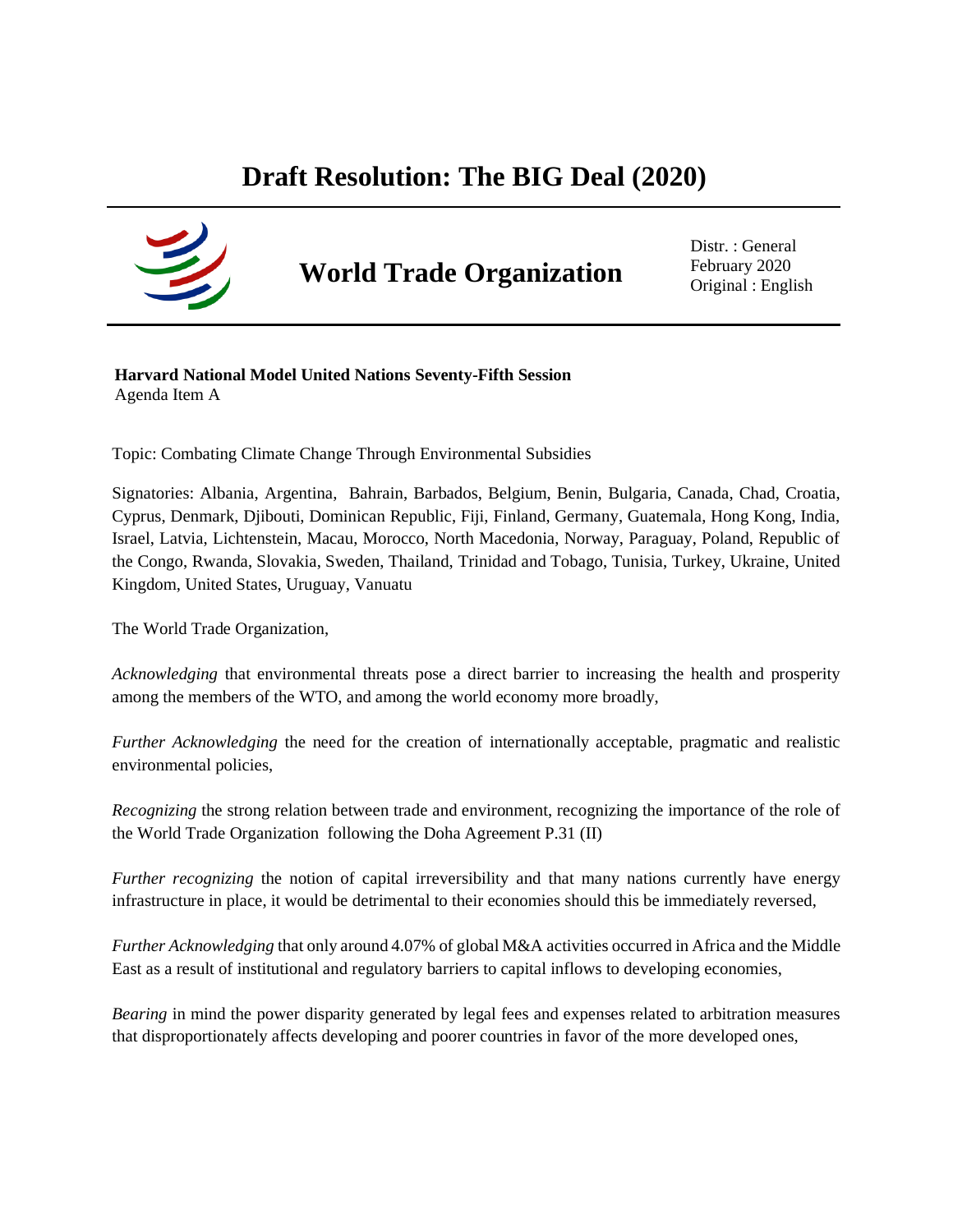# Draft Resolution: The BIG Deal (2020)

## World Trade Organization

Distr. : General
February 2020
Original : English

**Harvard National Model United Nations Seventy-Fifth Session**
Agenda Item A

Topic: Combating Climate Change Through Environmental Subsidies

Signatories: Albania, Argentina, Bahrain, Barbados, Belgium, Benin, Bulgaria, Canada, Chad, Croatia, Cyprus, Denmark, Djibouti, Dominican Republic, Fiji, Finland, Germany, Guatemala, Hong Kong, India, Israel, Latvia, Lichtenstein, Macau, Morocco, North Macedonia, Norway, Paraguay, Poland, Republic of the Congo, Rwanda, Slovakia, Sweden, Thailand, Trinidad and Tobago, Tunisia, Turkey, Ukraine, United Kingdom, United States, Uruguay, Vanuatu

The World Trade Organization,

*Acknowledging* that environmental threats pose a direct barrier to increasing the health and prosperity among the members of the WTO, and among the world economy more broadly,

*Further Acknowledging* the need for the creation of internationally acceptable, pragmatic and realistic environmental policies,

*Recognizing* the strong relation between trade and environment, recognizing the importance of the role of the World Trade Organization following the Doha Agreement P.31 (II)

*Further recognizing* the notion of capital irreversibility and that many nations currently have energy infrastructure in place, it would be detrimental to their economies should this be immediately reversed,

*Further Acknowledging* that only around 4.07% of global M&A activities occurred in Africa and the Middle East as a result of institutional and regulatory barriers to capital inflows to developing economies,

*Bearing* in mind the power disparity generated by legal fees and expenses related to arbitration measures that disproportionately affects developing and poorer countries in favor of the more developed ones,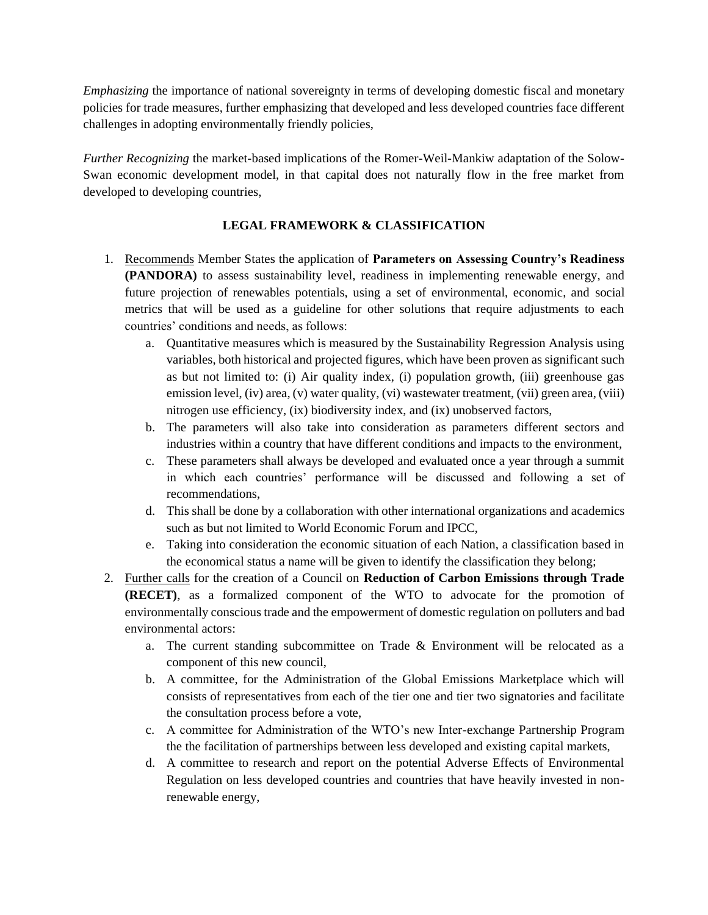*Emphasizing* the importance of national sovereignty in terms of developing domestic fiscal and monetary policies for trade measures, further emphasizing that developed and less developed countries face different challenges in adopting environmentally friendly policies,

*Further Recognizing* the market-based implications of the Romer-Weil-Mankiw adaptation of the Solow-Swan economic development model, in that capital does not naturally flow in the free market from developed to developing countries,

**LEGAL FRAMEWORK & CLASSIFICATION**

1. <u>Recommends</u> Member States the application of **Parameters on Assessing Country's Readiness (PANDORA)** to assess sustainability level, readiness in implementing renewable energy, and future projection of renewables potentials, using a set of environmental, economic, and social metrics that will be used as a guideline for other solutions that require adjustments to each countries' conditions and needs, as follows:
    a. Quantitative measures which is measured by the Sustainability Regression Analysis using variables, both historical and projected figures, which have been proven as significant such as but not limited to: (i) Air quality index, (i) population growth, (iii) greenhouse gas emission level, (iv) area, (v) water quality, (vi) wastewater treatment, (vii) green area, (viii) nitrogen use efficiency, (ix) biodiversity index, and (ix) unobserved factors,
    b. The parameters will also take into consideration as parameters different sectors and industries within a country that have different conditions and impacts to the environment,
    c. These parameters shall always be developed and evaluated once a year through a summit in which each countries' performance will be discussed and following a set of recommendations,
    d. This shall be done by a collaboration with other international organizations and academics such as but not limited to World Economic Forum and IPCC,
    e. Taking into consideration the economic situation of each Nation, a classification based in the economical status a name will be given to identify the classification they belong;
2. <u>Further calls</u> for the creation of a Council on **Reduction of Carbon Emissions through Trade (RECET)**, as a formalized component of the WTO to advocate for the promotion of environmentally conscious trade and the empowerment of domestic regulation on polluters and bad environmental actors:
    a. The current standing subcommittee on Trade & Environment will be relocated as a component of this new council,
    b. A committee, for the Administration of the Global Emissions Marketplace which will consists of representatives from each of the tier one and tier two signatories and facilitate the consultation process before a vote,
    c. A committee for Administration of the WTO's new Inter-exchange Partnership Program the the facilitation of partnerships between less developed and existing capital markets,
    d. A committee to research and report on the potential Adverse Effects of Environmental Regulation on less developed countries and countries that have heavily invested in non-renewable energy,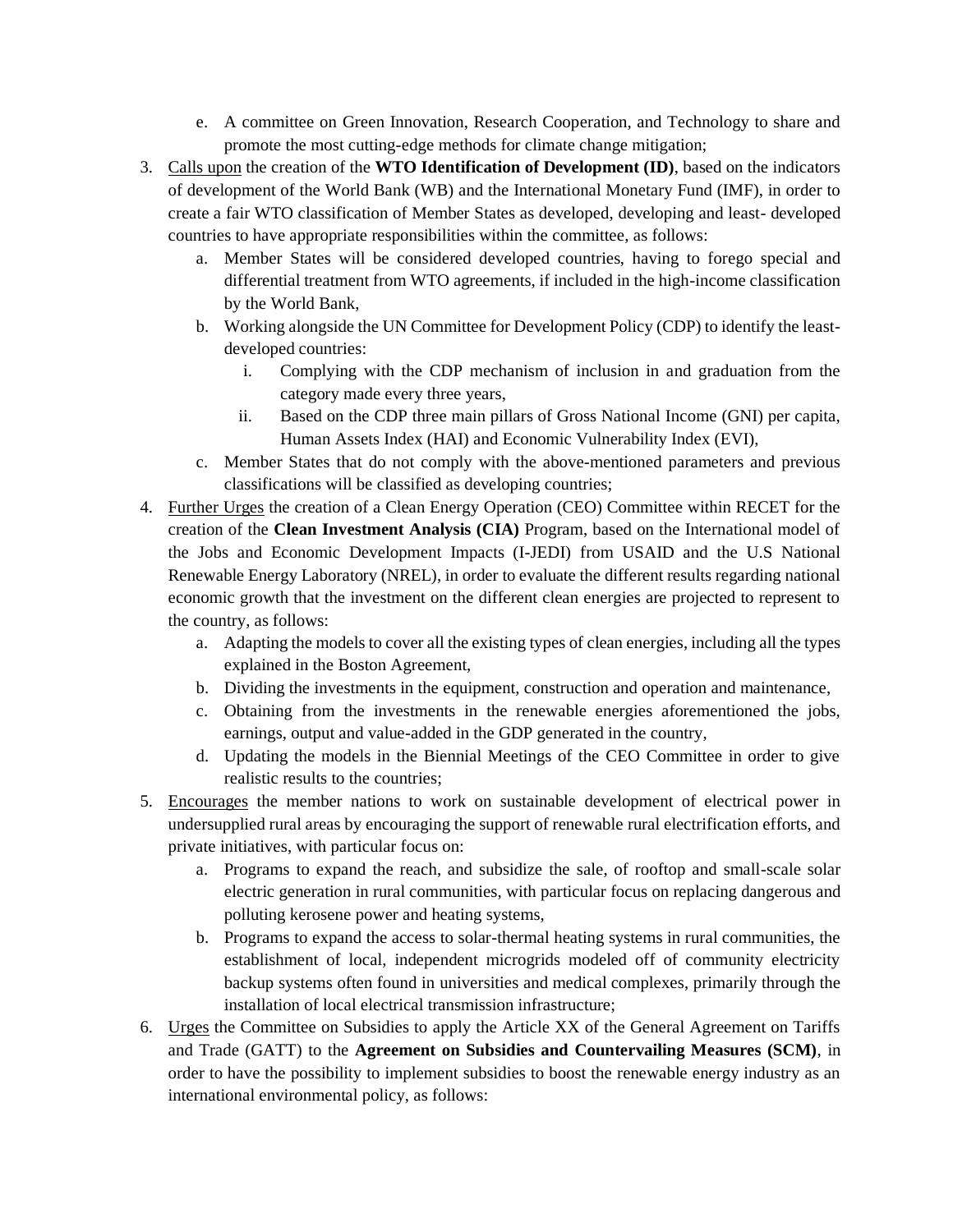e. A committee on Green Innovation, Research Cooperation, and Technology to share and promote the most cutting-edge methods for climate change mitigation;

3. <u>Calls upon</u> the creation of the **WTO Identification of Development (ID)**, based on the indicators of development of the World Bank (WB) and the International Monetary Fund (IMF), in order to create a fair WTO classification of Member States as developed, developing and least- developed countries to have appropriate responsibilities within the committee, as follows:
   a. Member States will be considered developed countries, having to forego special and differential treatment from WTO agreements, if included in the high-income classification by the World Bank,
   b. Working alongside the UN Committee for Development Policy (CDP) to identify the least-developed countries:
      i. Complying with the CDP mechanism of inclusion in and graduation from the category made every three years,
      ii. Based on the CDP three main pillars of Gross National Income (GNI) per capita, Human Assets Index (HAI) and Economic Vulnerability Index (EVI),
   c. Member States that do not comply with the above-mentioned parameters and previous classifications will be classified as developing countries;

4. <u>Further Urges</u> the creation of a Clean Energy Operation (CEO) Committee within RECET for the creation of the **Clean Investment Analysis (CIA)** Program, based on the International model of the Jobs and Economic Development Impacts (I-JEDI) from USAID and the U.S National Renewable Energy Laboratory (NREL), in order to evaluate the different results regarding national economic growth that the investment on the different clean energies are projected to represent to the country, as follows:
   a. Adapting the models to cover all the existing types of clean energies, including all the types explained in the Boston Agreement,
   b. Dividing the investments in the equipment, construction and operation and maintenance,
   c. Obtaining from the investments in the renewable energies aforementioned the jobs, earnings, output and value-added in the GDP generated in the country,
   d. Updating the models in the Biennial Meetings of the CEO Committee in order to give realistic results to the countries;

5. <u>Encourages</u> the member nations to work on sustainable development of electrical power in undersupplied rural areas by encouraging the support of renewable rural electrification efforts, and private initiatives, with particular focus on:
   a. Programs to expand the reach, and subsidize the sale, of rooftop and small-scale solar electric generation in rural communities, with particular focus on replacing dangerous and polluting kerosene power and heating systems,
   b. Programs to expand the access to solar-thermal heating systems in rural communities, the establishment of local, independent microgrids modeled off of community electricity backup systems often found in universities and medical complexes, primarily through the installation of local electrical transmission infrastructure;

6. <u>Urges</u> the Committee on Subsidies to apply the Article XX of the General Agreement on Tariffs and Trade (GATT) to the **Agreement on Subsidies and Countervailing Measures (SCM)**, in order to have the possibility to implement subsidies to boost the renewable energy industry as an international environmental policy, as follows: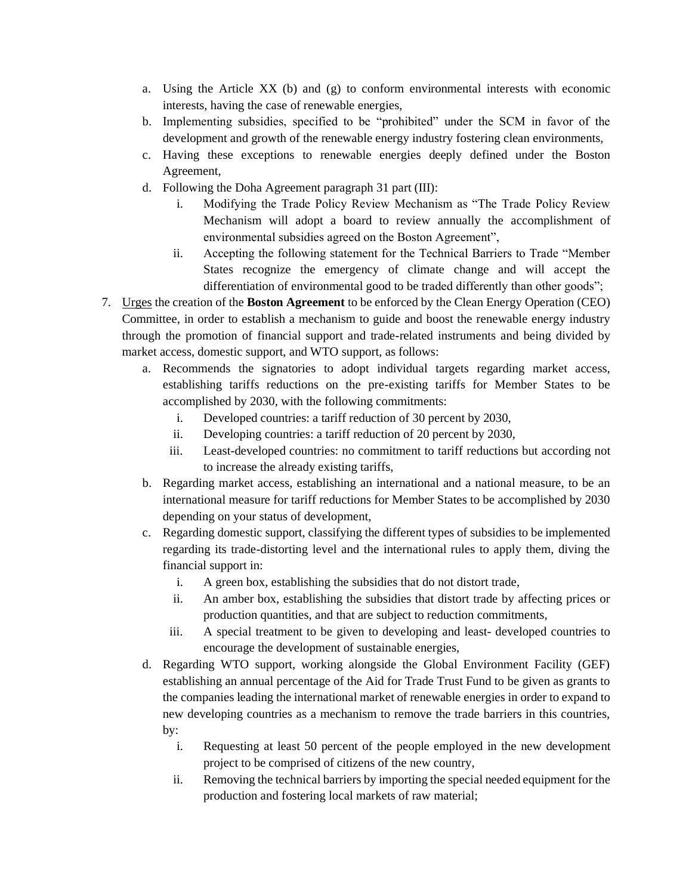a. Using the Article XX (b) and (g) to conform environmental interests with economic interests, having the case of renewable energies,
   b. Implementing subsidies, specified to be "prohibited" under the SCM in favor of the development and growth of the renewable energy industry fostering clean environments,
   c. Having these exceptions to renewable energies deeply defined under the Boston Agreement,
   d. Following the Doha Agreement paragraph 31 part (III):
      i. Modifying the Trade Policy Review Mechanism as "The Trade Policy Review Mechanism will adopt a board to review annually the accomplishment of environmental subsidies agreed on the Boston Agreement",
      ii. Accepting the following statement for the Technical Barriers to Trade "Member States recognize the emergency of climate change and will accept the differentiation of environmental good to be traded differently than other goods";

7. Urges the creation of the **Boston Agreement** to be enforced by the Clean Energy Operation (CEO) Committee, in order to establish a mechanism to guide and boost the renewable energy industry through the promotion of financial support and trade-related instruments and being divided by market access, domestic support, and WTO support, as follows:
   a. Recommends the signatories to adopt individual targets regarding market access, establishing tariffs reductions on the pre-existing tariffs for Member States to be accomplished by 2030, with the following commitments:
      i. Developed countries: a tariff reduction of 30 percent by 2030,
      ii. Developing countries: a tariff reduction of 20 percent by 2030,
      iii. Least-developed countries: no commitment to tariff reductions but according not to increase the already existing tariffs,
   b. Regarding market access, establishing an international and a national measure, to be an international measure for tariff reductions for Member States to be accomplished by 2030 depending on your status of development,
   c. Regarding domestic support, classifying the different types of subsidies to be implemented regarding its trade-distorting level and the international rules to apply them, diving the financial support in:
      i. A green box, establishing the subsidies that do not distort trade,
      ii. An amber box, establishing the subsidies that distort trade by affecting prices or production quantities, and that are subject to reduction commitments,
      iii. A special treatment to be given to developing and least- developed countries to encourage the development of sustainable energies,
   d. Regarding WTO support, working alongside the Global Environment Facility (GEF) establishing an annual percentage of the Aid for Trade Trust Fund to be given as grants to the companies leading the international market of renewable energies in order to expand to new developing countries as a mechanism to remove the trade barriers in this countries, by:
      i. Requesting at least 50 percent of the people employed in the new development project to be comprised of citizens of the new country,
      ii. Removing the technical barriers by importing the special needed equipment for the production and fostering local markets of raw material;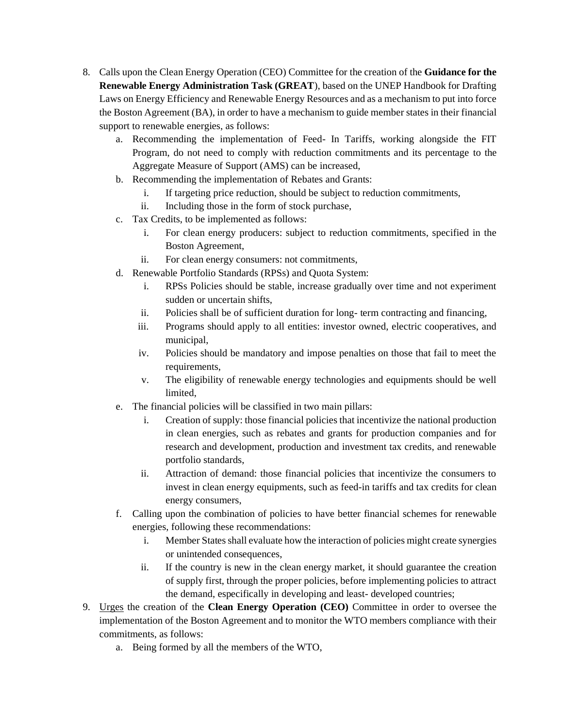8. Calls upon the Clean Energy Operation (CEO) Committee for the creation of the **Guidance for the Renewable Energy Administration Task (GREAT**), based on the UNEP Handbook for Drafting Laws on Energy Efficiency and Renewable Energy Resources and as a mechanism to put into force the Boston Agreement (BA), in order to have a mechanism to guide member states in their financial support to renewable energies, as follows:
    a. Recommending the implementation of Feed- In Tariffs, working alongside the FIT Program, do not need to comply with reduction commitments and its percentage to the Aggregate Measure of Support (AMS) can be increased,
    b. Recommending the implementation of Rebates and Grants:
        i. If targeting price reduction, should be subject to reduction commitments,
        ii. Including those in the form of stock purchase,
    c. Tax Credits, to be implemented as follows:
        i. For clean energy producers: subject to reduction commitments, specified in the Boston Agreement,
        ii. For clean energy consumers: not commitments,
    d. Renewable Portfolio Standards (RPSs) and Quota System:
        i. RPSs Policies should be stable, increase gradually over time and not experiment sudden or uncertain shifts,
        ii. Policies shall be of sufficient duration for long- term contracting and financing,
        iii. Programs should apply to all entities: investor owned, electric cooperatives, and municipal,
        iv. Policies should be mandatory and impose penalties on those that fail to meet the requirements,
        v. The eligibility of renewable energy technologies and equipments should be well limited,
    e. The financial policies will be classified in two main pillars:
        i. Creation of supply: those financial policies that incentivize the national production in clean energies, such as rebates and grants for production companies and for research and development, production and investment tax credits, and renewable portfolio standards,
        ii. Attraction of demand: those financial policies that incentivize the consumers to invest in clean energy equipments, such as feed-in tariffs and tax credits for clean energy consumers,
    f. Calling upon the combination of policies to have better financial schemes for renewable energies, following these recommendations:
        i. Member States shall evaluate how the interaction of policies might create synergies or unintended consequences,
        ii. If the country is new in the clean energy market, it should guarantee the creation of supply first, through the proper policies, before implementing policies to attract the demand, especifically in developing and least- developed countries;
9. <u>Urges</u> the creation of the **Clean Energy Operation (CEO)** Committee in order to oversee the implementation of the Boston Agreement and to monitor the WTO members compliance with their commitments, as follows:
    a. Being formed by all the members of the WTO,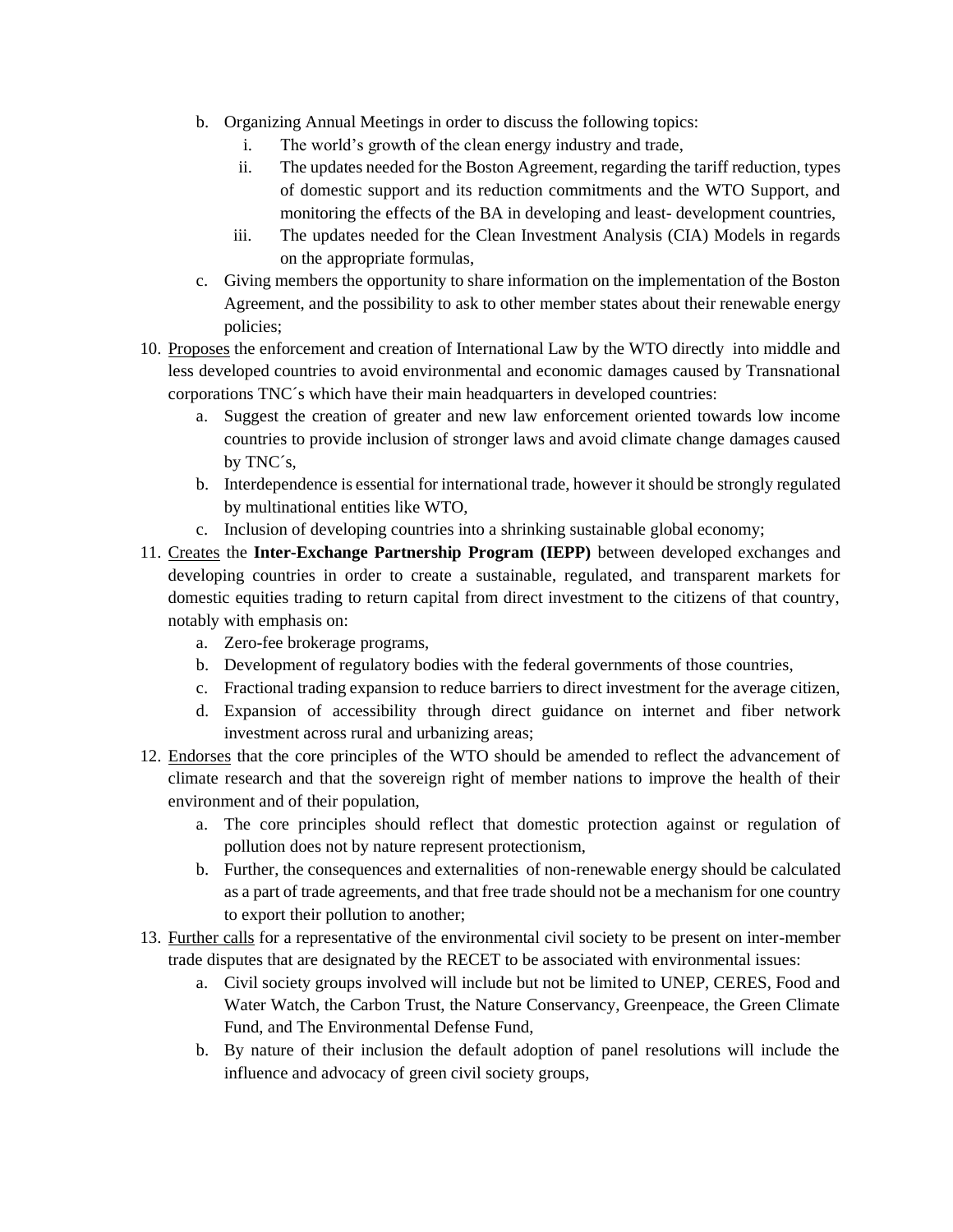b. Organizing Annual Meetings in order to discuss the following topics:
      i. The world's growth of the clean energy industry and trade,
      ii. The updates needed for the Boston Agreement, regarding the tariff reduction, types of domestic support and its reduction commitments and the WTO Support, and monitoring the effects of the BA in developing and least- development countries,
      iii. The updates needed for the Clean Investment Analysis (CIA) Models in regards on the appropriate formulas,
   c. Giving members the opportunity to share information on the implementation of the Boston Agreement, and the possibility to ask to other member states about their renewable energy policies;

10. <u>Proposes</u> the enforcement and creation of International Law by the WTO directly into middle and less developed countries to avoid environmental and economic damages caused by Transnational corporations TNC´s which have their main headquarters in developed countries:
    a. Suggest the creation of greater and new law enforcement oriented towards low income countries to provide inclusion of stronger laws and avoid climate change damages caused by TNC´s,
    b. Interdependence is essential for international trade, however it should be strongly regulated by multinational entities like WTO,
    c. Inclusion of developing countries into a shrinking sustainable global economy;

11. <u>Creates</u> the **Inter-Exchange Partnership Program (IEPP)** between developed exchanges and developing countries in order to create a sustainable, regulated, and transparent markets for domestic equities trading to return capital from direct investment to the citizens of that country, notably with emphasis on:
    a. Zero-fee brokerage programs,
    b. Development of regulatory bodies with the federal governments of those countries,
    c. Fractional trading expansion to reduce barriers to direct investment for the average citizen,
    d. Expansion of accessibility through direct guidance on internet and fiber network investment across rural and urbanizing areas;

12. <u>Endorses</u> that the core principles of the WTO should be amended to reflect the advancement of climate research and that the sovereign right of member nations to improve the health of their environment and of their population,
    a. The core principles should reflect that domestic protection against or regulation of pollution does not by nature represent protectionism,
    b. Further, the consequences and externalities of non-renewable energy should be calculated as a part of trade agreements, and that free trade should not be a mechanism for one country to export their pollution to another;

13. <u>Further calls</u> for a representative of the environmental civil society to be present on inter-member trade disputes that are designated by the RECET to be associated with environmental issues:
    a. Civil society groups involved will include but not be limited to UNEP, CERES, Food and Water Watch, the Carbon Trust, the Nature Conservancy, Greenpeace, the Green Climate Fund, and The Environmental Defense Fund,
    b. By nature of their inclusion the default adoption of panel resolutions will include the influence and advocacy of green civil society groups,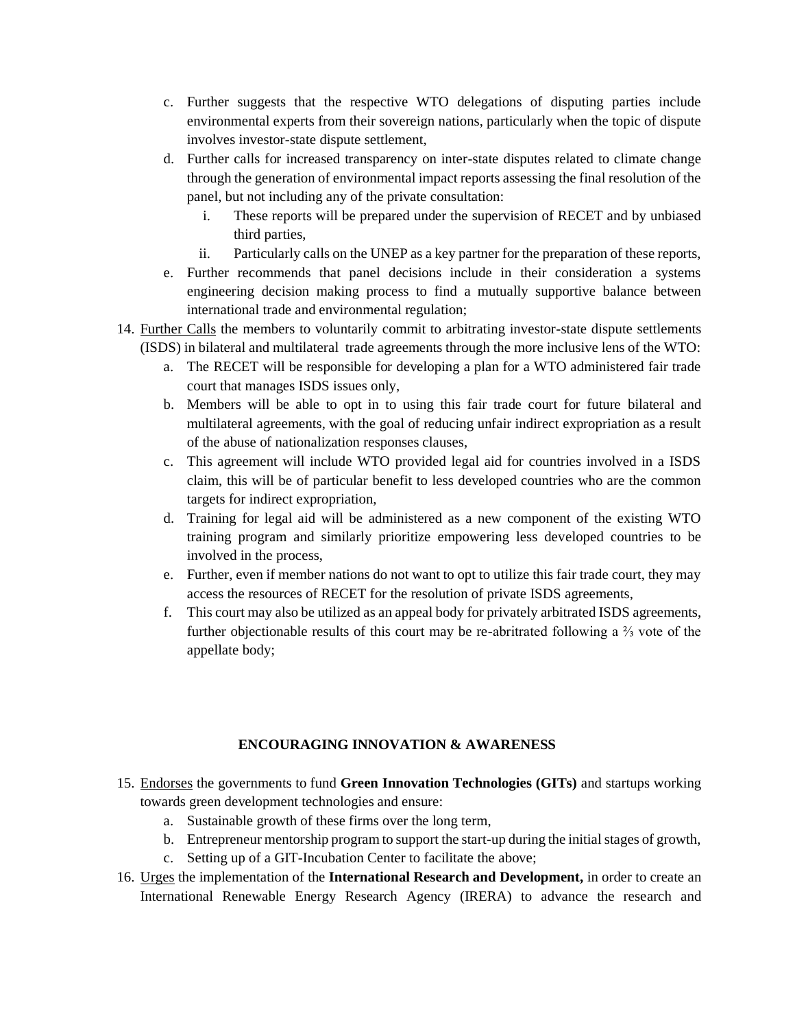c. Further suggests that the respective WTO delegations of disputing parties include environmental experts from their sovereign nations, particularly when the topic of dispute involves investor-state dispute settlement,

d. Further calls for increased transparency on inter-state disputes related to climate change through the generation of environmental impact reports assessing the final resolution of the panel, but not including any of the private consultation:

   i. These reports will be prepared under the supervision of RECET and by unbiased third parties,

   ii. Particularly calls on the UNEP as a key partner for the preparation of these reports,

e. Further recommends that panel decisions include in their consideration a systems engineering decision making process to find a mutually supportive balance between international trade and environmental regulation;

14. Further Calls the members to voluntarily commit to arbitrating investor-state dispute settlements (ISDS) in bilateral and multilateral trade agreements through the more inclusive lens of the WTO:

    a. The RECET will be responsible for developing a plan for a WTO administered fair trade court that manages ISDS issues only,

    b. Members will be able to opt in to using this fair trade court for future bilateral and multilateral agreements, with the goal of reducing unfair indirect expropriation as a result of the abuse of nationalization responses clauses,

    c. This agreement will include WTO provided legal aid for countries involved in a ISDS claim, this will be of particular benefit to less developed countries who are the common targets for indirect expropriation,

    d. Training for legal aid will be administered as a new component of the existing WTO training program and similarly prioritize empowering less developed countries to be involved in the process,

    e. Further, even if member nations do not want to opt to utilize this fair trade court, they may access the resources of RECET for the resolution of private ISDS agreements,

    f. This court may also be utilized as an appeal body for privately arbitrated ISDS agreements, further objectionable results of this court may be re-abritrated following a ⅔ vote of the appellate body;

**ENCOURAGING INNOVATION & AWARENESS**

15. Endorses the governments to fund **Green Innovation Technologies (GITs)** and startups working towards green development technologies and ensure:

    a. Sustainable growth of these firms over the long term,

    b. Entrepreneur mentorship program to support the start-up during the initial stages of growth,

    c. Setting up of a GIT-Incubation Center to facilitate the above;

16. Urges the implementation of the **International Research and Development,** in order to create an International Renewable Energy Research Agency (IRERA) to advance the research and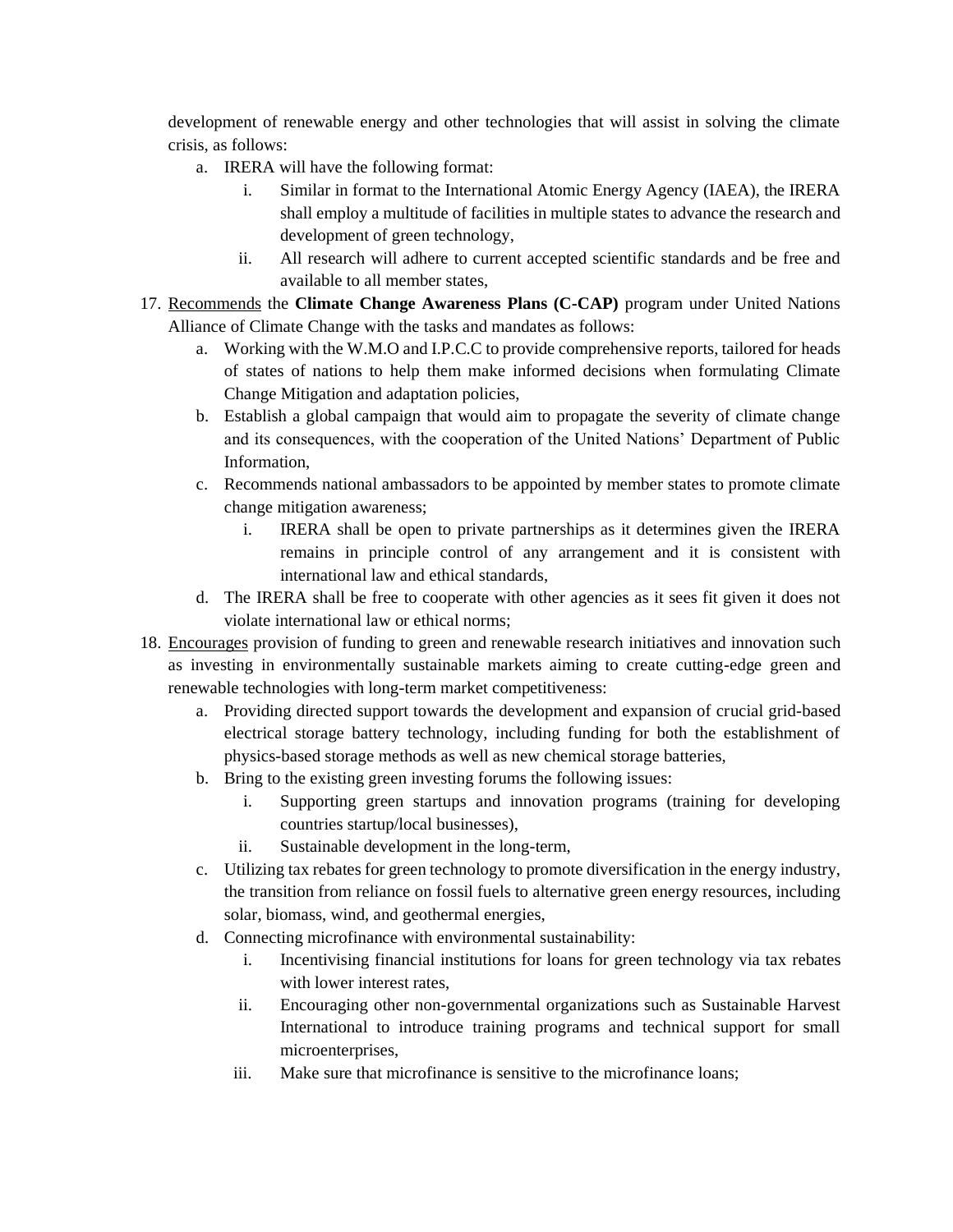development of renewable energy and other technologies that will assist in solving the climate crisis, as follows:

   a. IRERA will have the following format:
      i. Similar in format to the International Atomic Energy Agency (IAEA), the IRERA shall employ a multitude of facilities in multiple states to advance the research and development of green technology,
      ii. All research will adhere to current accepted scientific standards and be free and available to all member states,

17. <u>Recommends</u> the **Climate Change Awareness Plans (C-CAP)** program under United Nations Alliance of Climate Change with the tasks and mandates as follows:
   a. Working with the W.M.O and I.P.C.C to provide comprehensive reports, tailored for heads of states of nations to help them make informed decisions when formulating Climate Change Mitigation and adaptation policies,
   b. Establish a global campaign that would aim to propagate the severity of climate change and its consequences, with the cooperation of the United Nations' Department of Public Information,
   c. Recommends national ambassadors to be appointed by member states to promote climate change mitigation awareness;
      i. IRERA shall be open to private partnerships as it determines given the IRERA remains in principle control of any arrangement and it is consistent with international law and ethical standards,
   d. The IRERA shall be free to cooperate with other agencies as it sees fit given it does not violate international law or ethical norms;

18. <u>Encourages</u> provision of funding to green and renewable research initiatives and innovation such as investing in environmentally sustainable markets aiming to create cutting-edge green and renewable technologies with long-term market competitiveness:
   a. Providing directed support towards the development and expansion of crucial grid-based electrical storage battery technology, including funding for both the establishment of physics-based storage methods as well as new chemical storage batteries,
   b. Bring to the existing green investing forums the following issues:
      i. Supporting green startups and innovation programs (training for developing countries startup/local businesses),
      ii. Sustainable development in the long-term,
   c. Utilizing tax rebates for green technology to promote diversification in the energy industry, the transition from reliance on fossil fuels to alternative green energy resources, including solar, biomass, wind, and geothermal energies,
   d. Connecting microfinance with environmental sustainability:
      i. Incentivising financial institutions for loans for green technology via tax rebates with lower interest rates,
      ii. Encouraging other non-governmental organizations such as Sustainable Harvest International to introduce training programs and technical support for small microenterprises,
      iii. Make sure that microfinance is sensitive to the microfinance loans;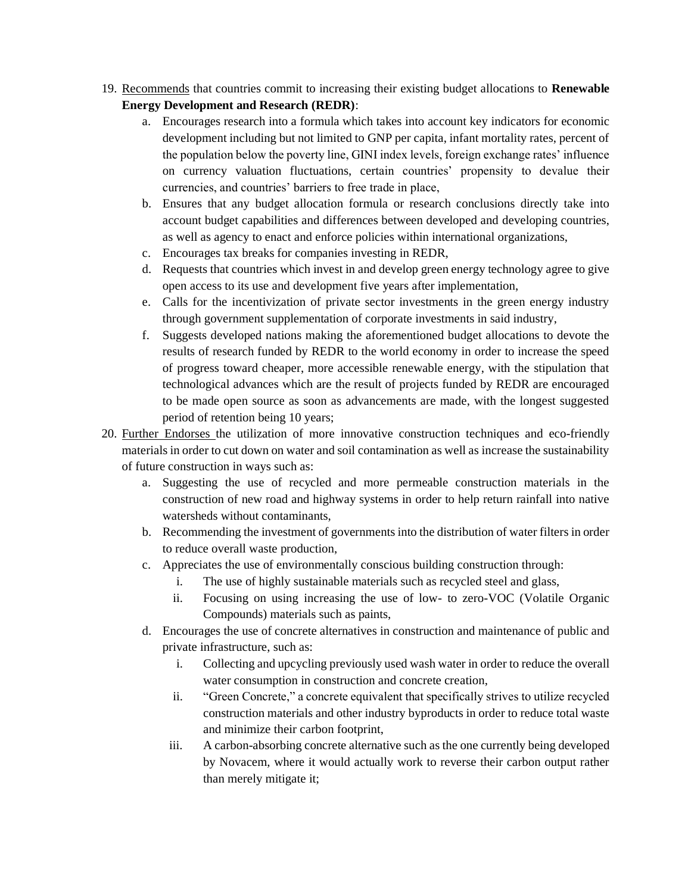19. <u>Recommends</u> that countries commit to increasing their existing budget allocations to **Renewable Energy Development and Research (REDR)**:
    a. Encourages research into a formula which takes into account key indicators for economic development including but not limited to GNP per capita, infant mortality rates, percent of the population below the poverty line, GINI index levels, foreign exchange rates' influence on currency valuation fluctuations, certain countries' propensity to devalue their currencies, and countries' barriers to free trade in place,
    b. Ensures that any budget allocation formula or research conclusions directly take into account budget capabilities and differences between developed and developing countries, as well as agency to enact and enforce policies within international organizations,
    c. Encourages tax breaks for companies investing in REDR,
    d. Requests that countries which invest in and develop green energy technology agree to give open access to its use and development five years after implementation,
    e. Calls for the incentivization of private sector investments in the green energy industry through government supplementation of corporate investments in said industry,
    f. Suggests developed nations making the aforementioned budget allocations to devote the results of research funded by REDR to the world economy in order to increase the speed of progress toward cheaper, more accessible renewable energy, with the stipulation that technological advances which are the result of projects funded by REDR are encouraged to be made open source as soon as advancements are made, with the longest suggested period of retention being 10 years;
20. <u>Further Endorses</u> the utilization of more innovative construction techniques and eco-friendly materials in order to cut down on water and soil contamination as well as increase the sustainability of future construction in ways such as:
    a. Suggesting the use of recycled and more permeable construction materials in the construction of new road and highway systems in order to help return rainfall into native watersheds without contaminants,
    b. Recommending the investment of governments into the distribution of water filters in order to reduce overall waste production,
    c. Appreciates the use of environmentally conscious building construction through:
        i. The use of highly sustainable materials such as recycled steel and glass,
        ii. Focusing on using increasing the use of low- to zero-VOC (Volatile Organic Compounds) materials such as paints,
    d. Encourages the use of concrete alternatives in construction and maintenance of public and private infrastructure, such as:
        i. Collecting and upcycling previously used wash water in order to reduce the overall water consumption in construction and concrete creation,
        ii. "Green Concrete," a concrete equivalent that specifically strives to utilize recycled construction materials and other industry byproducts in order to reduce total waste and minimize their carbon footprint,
        iii. A carbon-absorbing concrete alternative such as the one currently being developed by Novacem, where it would actually work to reverse their carbon output rather than merely mitigate it;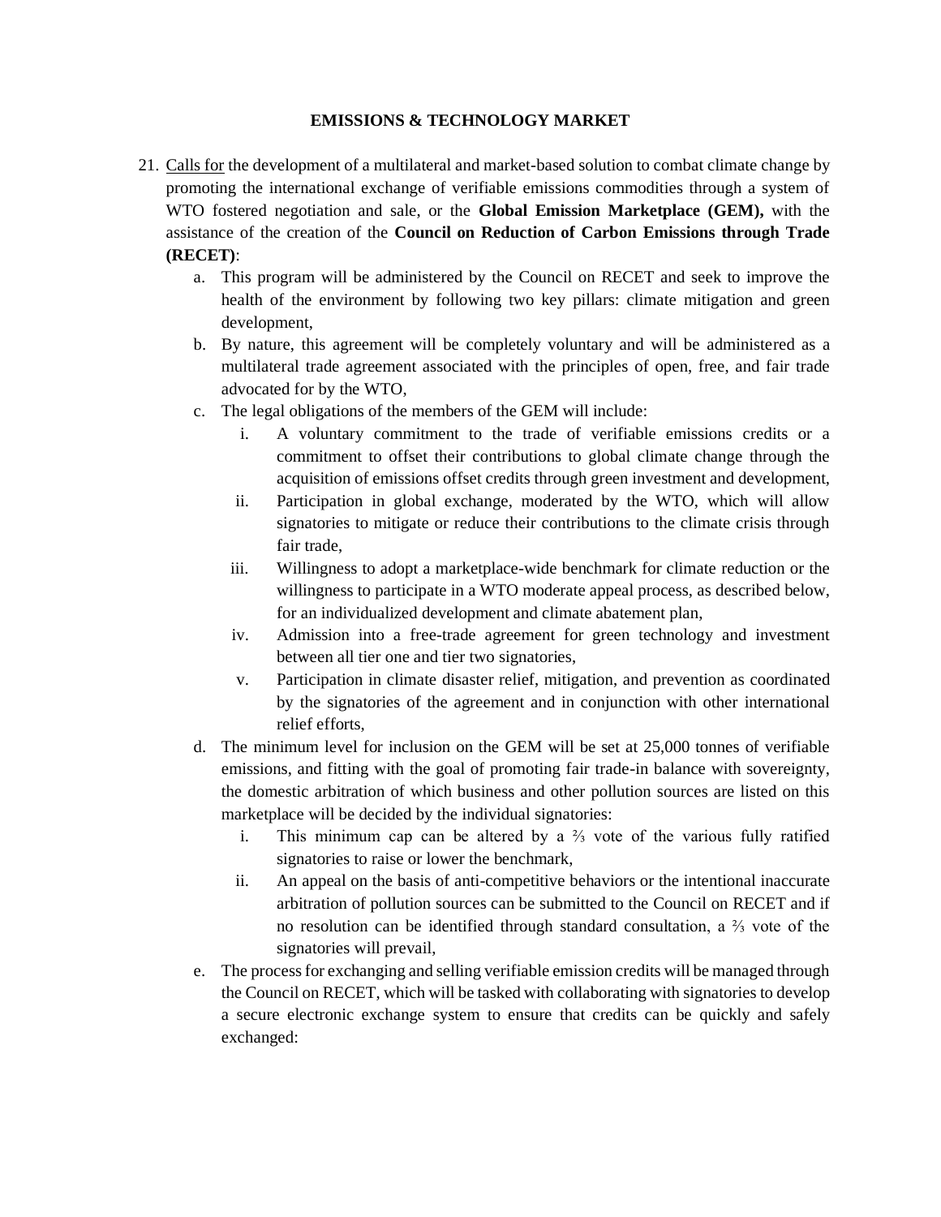**EMISSIONS & TECHNOLOGY MARKET**

21. <u>Calls for</u> the development of a multilateral and market-based solution to combat climate change by promoting the international exchange of verifiable emissions commodities through a system of WTO fostered negotiation and sale, or the **Global Emission Marketplace (GEM),** with the assistance of the creation of the **Council on Reduction of Carbon Emissions through Trade (RECET)**:
    a. This program will be administered by the Council on RECET and seek to improve the health of the environment by following two key pillars: climate mitigation and green development,
    b. By nature, this agreement will be completely voluntary and will be administered as a multilateral trade agreement associated with the principles of open, free, and fair trade advocated for by the WTO,
    c. The legal obligations of the members of the GEM will include:
        i. A voluntary commitment to the trade of verifiable emissions credits or a commitment to offset their contributions to global climate change through the acquisition of emissions offset credits through green investment and development,
        ii. Participation in global exchange, moderated by the WTO, which will allow signatories to mitigate or reduce their contributions to the climate crisis through fair trade,
        iii. Willingness to adopt a marketplace-wide benchmark for climate reduction or the willingness to participate in a WTO moderate appeal process, as described below, for an individualized development and climate abatement plan,
        iv. Admission into a free-trade agreement for green technology and investment between all tier one and tier two signatories,
        v. Participation in climate disaster relief, mitigation, and prevention as coordinated by the signatories of the agreement and in conjunction with other international relief efforts,
    d. The minimum level for inclusion on the GEM will be set at 25,000 tonnes of verifiable emissions, and fitting with the goal of promoting fair trade-in balance with sovereignty, the domestic arbitration of which business and other pollution sources are listed on this marketplace will be decided by the individual signatories:
        i. This minimum cap can be altered by a ⅔ vote of the various fully ratified signatories to raise or lower the benchmark,
        ii. An appeal on the basis of anti-competitive behaviors or the intentional inaccurate arbitration of pollution sources can be submitted to the Council on RECET and if no resolution can be identified through standard consultation, a ⅔ vote of the signatories will prevail,
    e. The process for exchanging and selling verifiable emission credits will be managed through the Council on RECET, which will be tasked with collaborating with signatories to develop a secure electronic exchange system to ensure that credits can be quickly and safely exchanged: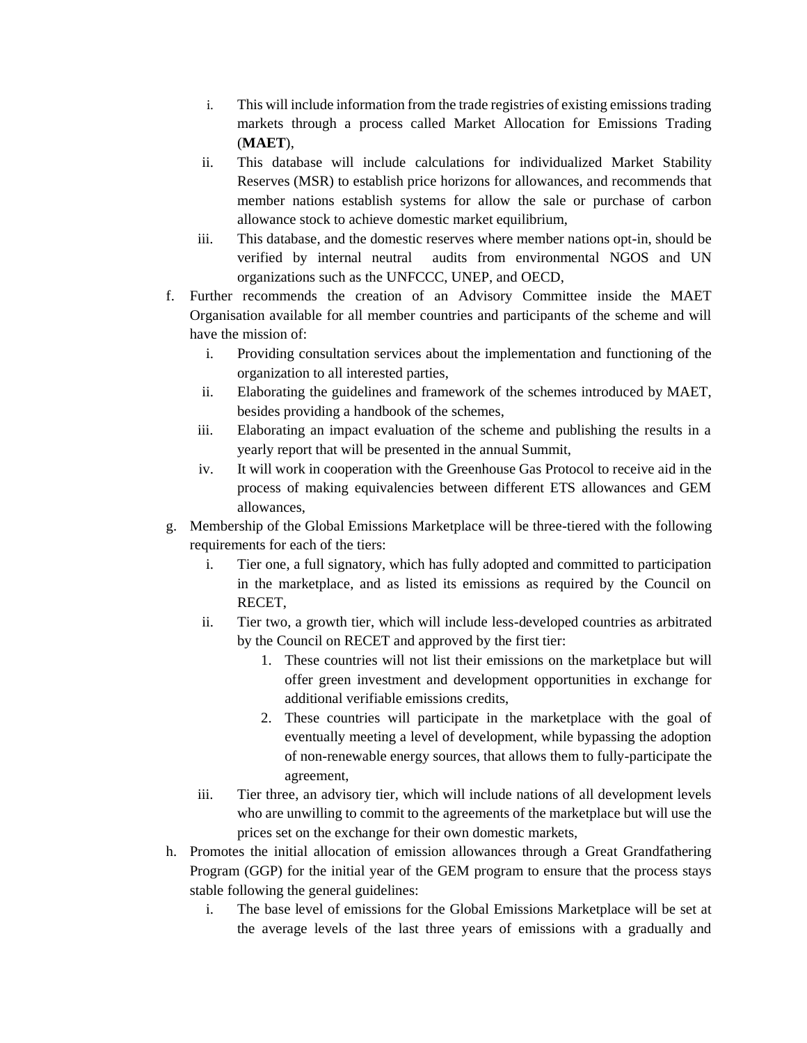i. This will include information from the trade registries of existing emissions trading markets through a process called Market Allocation for Emissions Trading (**MAET**),
   ii. This database will include calculations for individualized Market Stability Reserves (MSR) to establish price horizons for allowances, and recommends that member nations establish systems for allow the sale or purchase of carbon allowance stock to achieve domestic market equilibrium,
   iii. This database, and the domestic reserves where member nations opt-in, should be verified by internal neutral audits from environmental NGOS and UN organizations such as the UNFCCC, UNEP, and OECD,

f. Further recommends the creation of an Advisory Committee inside the MAET Organisation available for all member countries and participants of the scheme and will have the mission of:
   i. Providing consultation services about the implementation and functioning of the organization to all interested parties,
   ii. Elaborating the guidelines and framework of the schemes introduced by MAET, besides providing a handbook of the schemes,
   iii. Elaborating an impact evaluation of the scheme and publishing the results in a yearly report that will be presented in the annual Summit,
   iv. It will work in cooperation with the Greenhouse Gas Protocol to receive aid in the process of making equivalencies between different ETS allowances and GEM allowances,

g. Membership of the Global Emissions Marketplace will be three-tiered with the following requirements for each of the tiers:
   i. Tier one, a full signatory, which has fully adopted and committed to participation in the marketplace, and as listed its emissions as required by the Council on RECET,
   ii. Tier two, a growth tier, which will include less-developed countries as arbitrated by the Council on RECET and approved by the first tier:
      1. These countries will not list their emissions on the marketplace but will offer green investment and development opportunities in exchange for additional verifiable emissions credits,
      2. These countries will participate in the marketplace with the goal of eventually meeting a level of development, while bypassing the adoption of non-renewable energy sources, that allows them to fully-participate the agreement,
   iii. Tier three, an advisory tier, which will include nations of all development levels who are unwilling to commit to the agreements of the marketplace but will use the prices set on the exchange for their own domestic markets,

h. Promotes the initial allocation of emission allowances through a Great Grandfathering Program (GGP) for the initial year of the GEM program to ensure that the process stays stable following the general guidelines:
   i. The base level of emissions for the Global Emissions Marketplace will be set at the average levels of the last three years of emissions with a gradually and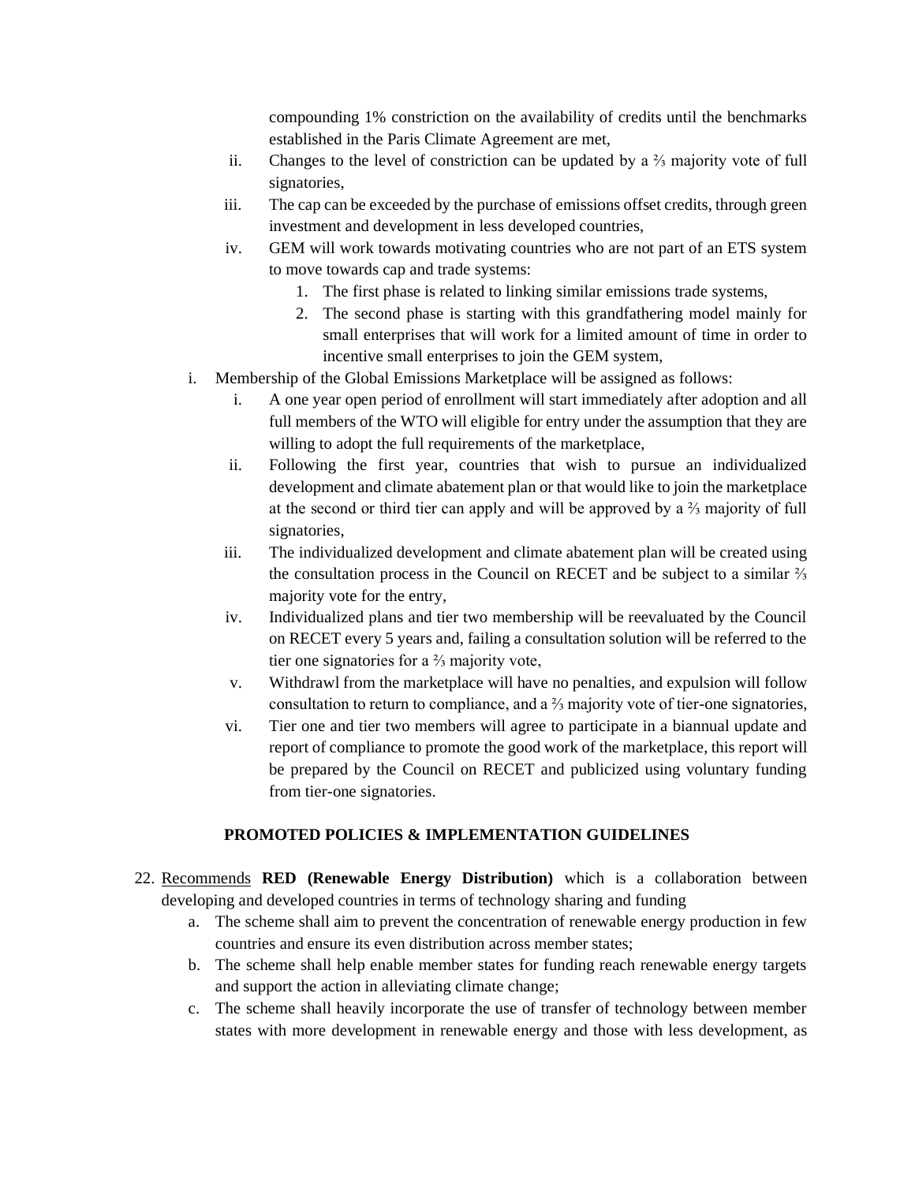compounding 1% constriction on the availability of credits until the benchmarks established in the Paris Climate Agreement are met,

   ii. Changes to the level of constriction can be updated by a ⅔ majority vote of full signatories,

   iii. The cap can be exceeded by the purchase of emissions offset credits, through green investment and development in less developed countries,

   iv. GEM will work towards motivating countries who are not part of an ETS system to move towards cap and trade systems:

      1. The first phase is related to linking similar emissions trade systems,
      2. The second phase is starting with this grandfathering model mainly for small enterprises that will work for a limited amount of time in order to incentive small enterprises to join the GEM system,

i. Membership of the Global Emissions Marketplace will be assigned as follows:

   i. A one year open period of enrollment will start immediately after adoption and all full members of the WTO will eligible for entry under the assumption that they are willing to adopt the full requirements of the marketplace,

   ii. Following the first year, countries that wish to pursue an individualized development and climate abatement plan or that would like to join the marketplace at the second or third tier can apply and will be approved by a ⅔ majority of full signatories,

   iii. The individualized development and climate abatement plan will be created using the consultation process in the Council on RECET and be subject to a similar ⅔ majority vote for the entry,

   iv. Individualized plans and tier two membership will be reevaluated by the Council on RECET every 5 years and, failing a consultation solution will be referred to the tier one signatories for a ⅔ majority vote,

   v. Withdrawl from the marketplace will have no penalties, and expulsion will follow consultation to return to compliance, and a ⅔ majority vote of tier-one signatories,

   vi. Tier one and tier two members will agree to participate in a biannual update and report of compliance to promote the good work of the marketplace, this report will be prepared by the Council on RECET and publicized using voluntary funding from tier-one signatories.

**PROMOTED POLICIES & IMPLEMENTATION GUIDELINES**

22. Recommends **RED (Renewable Energy Distribution)** which is a collaboration between developing and developed countries in terms of technology sharing and funding

   a. The scheme shall aim to prevent the concentration of renewable energy production in few countries and ensure its even distribution across member states;

   b. The scheme shall help enable member states for funding reach renewable energy targets and support the action in alleviating climate change;

   c. The scheme shall heavily incorporate the use of transfer of technology between member states with more development in renewable energy and those with less development, as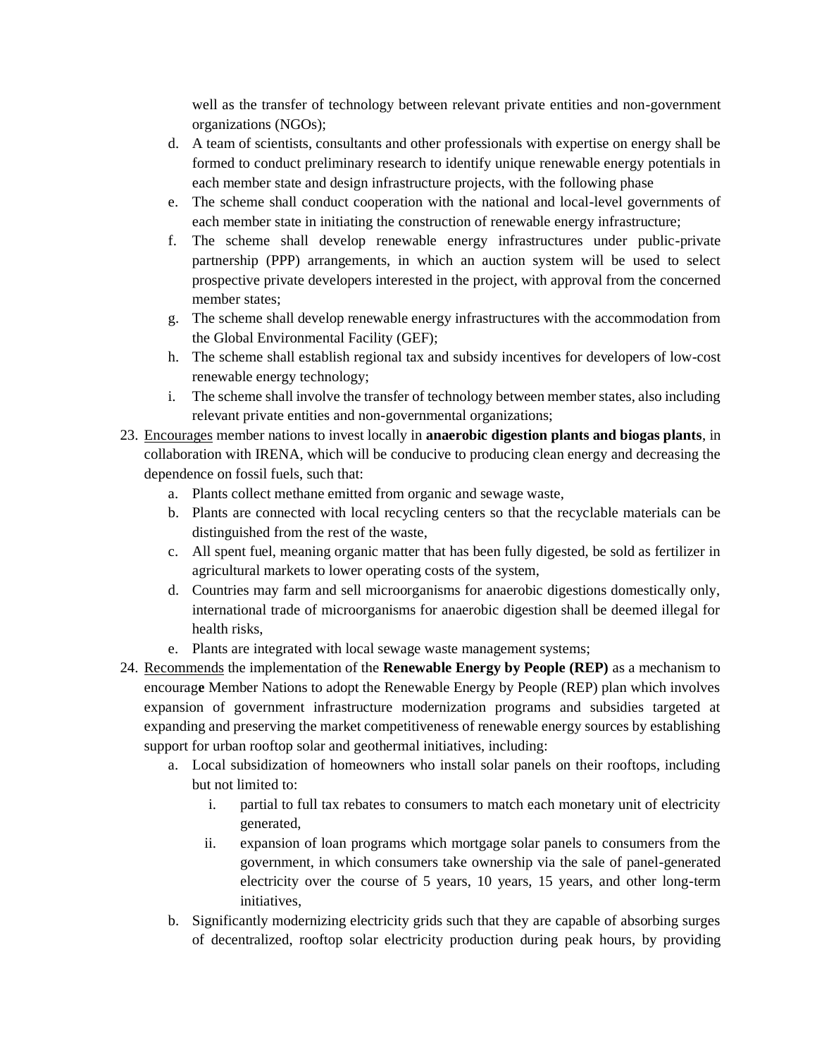well as the transfer of technology between relevant private entities and non-government organizations (NGOs);

d. A team of scientists, consultants and other professionals with expertise on energy shall be formed to conduct preliminary research to identify unique renewable energy potentials in each member state and design infrastructure projects, with the following phase
e. The scheme shall conduct cooperation with the national and local-level governments of each member state in initiating the construction of renewable energy infrastructure;
f. The scheme shall develop renewable energy infrastructures under public-private partnership (PPP) arrangements, in which an auction system will be used to select prospective private developers interested in the project, with approval from the concerned member states;
g. The scheme shall develop renewable energy infrastructures with the accommodation from the Global Environmental Facility (GEF);
h. The scheme shall establish regional tax and subsidy incentives for developers of low-cost renewable energy technology;
i. The scheme shall involve the transfer of technology between member states, also including relevant private entities and non-governmental organizations;

23. <u>Encourages</u> member nations to invest locally in **anaerobic digestion plants and biogas plants**, in collaboration with IRENA, which will be conducive to producing clean energy and decreasing the dependence on fossil fuels, such that:
    a. Plants collect methane emitted from organic and sewage waste,
    b. Plants are connected with local recycling centers so that the recyclable materials can be distinguished from the rest of the waste,
    c. All spent fuel, meaning organic matter that has been fully digested, be sold as fertilizer in agricultural markets to lower operating costs of the system,
    d. Countries may farm and sell microorganisms for anaerobic digestions domestically only, international trade of microorganisms for anaerobic digestion shall be deemed illegal for health risks,
    e. Plants are integrated with local sewage waste management systems;
24. <u>Recommends</u> the implementation of the **Renewable Energy by People (REP)** as a mechanism to encourag**e** Member Nations to adopt the Renewable Energy by People (REP) plan which involves expansion of government infrastructure modernization programs and subsidies targeted at expanding and preserving the market competitiveness of renewable energy sources by establishing support for urban rooftop solar and geothermal initiatives, including:
    a. Local subsidization of homeowners who install solar panels on their rooftops, including but not limited to:
        i. partial to full tax rebates to consumers to match each monetary unit of electricity generated,
        ii. expansion of loan programs which mortgage solar panels to consumers from the government, in which consumers take ownership via the sale of panel-generated electricity over the course of 5 years, 10 years, 15 years, and other long-term initiatives,
    b. Significantly modernizing electricity grids such that they are capable of absorbing surges of decentralized, rooftop solar electricity production during peak hours, by providing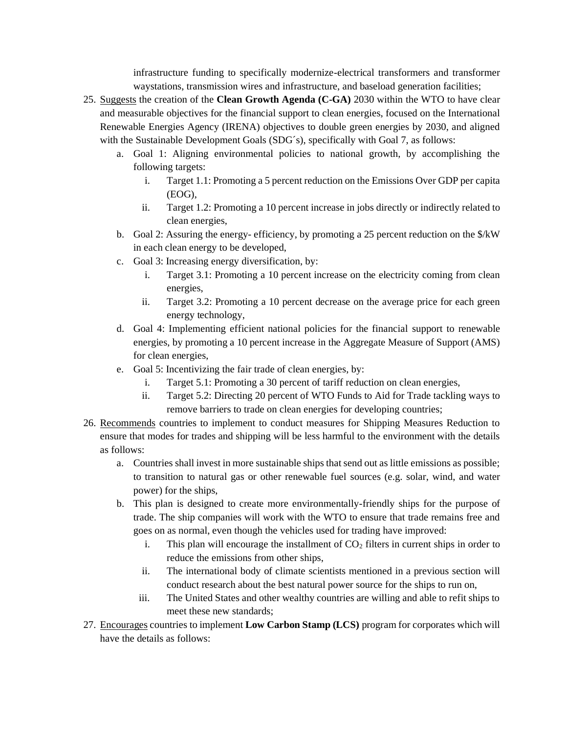infrastructure funding to specifically modernize-electrical transformers and transformer waystations, transmission wires and infrastructure, and baseload generation facilities;

25. Suggests the creation of the **Clean Growth Agenda (C-GA)** 2030 within the WTO to have clear and measurable objectives for the financial support to clean energies, focused on the International Renewable Energies Agency (IRENA) objectives to double green energies by 2030, and aligned with the Sustainable Development Goals (SDG´s), specifically with Goal 7, as follows:
    a. Goal 1: Aligning environmental policies to national growth, by accomplishing the following targets:
        i. Target 1.1: Promoting a 5 percent reduction on the Emissions Over GDP per capita (EOG),
        ii. Target 1.2: Promoting a 10 percent increase in jobs directly or indirectly related to clean energies,
    b. Goal 2: Assuring the energy- efficiency, by promoting a 25 percent reduction on the $/kW in each clean energy to be developed,
    c. Goal 3: Increasing energy diversification, by:
        i. Target 3.1: Promoting a 10 percent increase on the electricity coming from clean energies,
        ii. Target 3.2: Promoting a 10 percent decrease on the average price for each green energy technology,
    d. Goal 4: Implementing efficient national policies for the financial support to renewable energies, by promoting a 10 percent increase in the Aggregate Measure of Support (AMS) for clean energies,
    e. Goal 5: Incentivizing the fair trade of clean energies, by:
        i. Target 5.1: Promoting a 30 percent of tariff reduction on clean energies,
        ii. Target 5.2: Directing 20 percent of WTO Funds to Aid for Trade tackling ways to remove barriers to trade on clean energies for developing countries;

26. Recommends countries to implement to conduct measures for Shipping Measures Reduction to ensure that modes for trades and shipping will be less harmful to the environment with the details as follows:
    a. Countries shall invest in more sustainable ships that send out as little emissions as possible; to transition to natural gas or other renewable fuel sources (e.g. solar, wind, and water power) for the ships,
    b. This plan is designed to create more environmentally-friendly ships for the purpose of trade. The ship companies will work with the WTO to ensure that trade remains free and goes on as normal, even though the vehicles used for trading have improved:
        i. This plan will encourage the installment of $CO_2$ filters in current ships in order to reduce the emissions from other ships,
        ii. The international body of climate scientists mentioned in a previous section will conduct research about the best natural power source for the ships to run on,
        iii. The United States and other wealthy countries are willing and able to refit ships to meet these new standards;

27. Encourages countries to implement **Low Carbon Stamp (LCS)** program for corporates which will have the details as follows: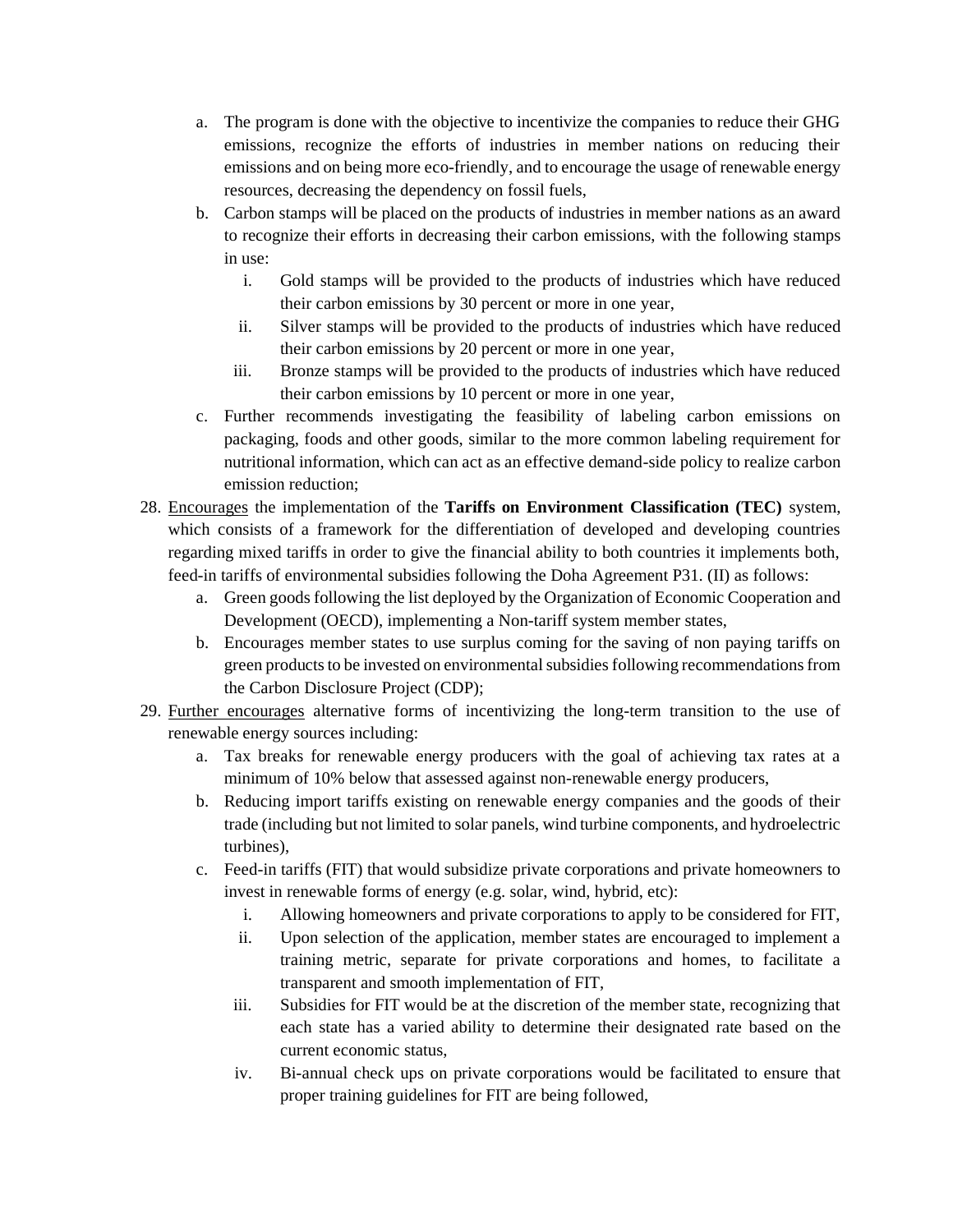a. The program is done with the objective to incentivize the companies to reduce their GHG emissions, recognize the efforts of industries in member nations on reducing their emissions and on being more eco-friendly, and to encourage the usage of renewable energy resources, decreasing the dependency on fossil fuels,
b. Carbon stamps will be placed on the products of industries in member nations as an award to recognize their efforts in decreasing their carbon emissions, with the following stamps in use:
    i. Gold stamps will be provided to the products of industries which have reduced their carbon emissions by 30 percent or more in one year,
    ii. Silver stamps will be provided to the products of industries which have reduced their carbon emissions by 20 percent or more in one year,
    iii. Bronze stamps will be provided to the products of industries which have reduced their carbon emissions by 10 percent or more in one year,
c. Further recommends investigating the feasibility of labeling carbon emissions on packaging, foods and other goods, similar to the more common labeling requirement for nutritional information, which can act as an effective demand-side policy to realize carbon emission reduction;

28. Encourages the implementation of the **Tariffs on Environment Classification (TEC)** system, which consists of a framework for the differentiation of developed and developing countries regarding mixed tariffs in order to give the financial ability to both countries it implements both, feed-in tariffs of environmental subsidies following the Doha Agreement P31. (II) as follows:
    a. Green goods following the list deployed by the Organization of Economic Cooperation and Development (OECD), implementing a Non-tariff system member states,
    b. Encourages member states to use surplus coming for the saving of non paying tariffs on green products to be invested on environmental subsidies following recommendations from the Carbon Disclosure Project (CDP);
29. Further encourages alternative forms of incentivizing the long-term transition to the use of renewable energy sources including:
    a. Tax breaks for renewable energy producers with the goal of achieving tax rates at a minimum of 10% below that assessed against non-renewable energy producers,
    b. Reducing import tariffs existing on renewable energy companies and the goods of their trade (including but not limited to solar panels, wind turbine components, and hydroelectric turbines),
    c. Feed-in tariffs (FIT) that would subsidize private corporations and private homeowners to invest in renewable forms of energy (e.g. solar, wind, hybrid, etc):
        i. Allowing homeowners and private corporations to apply to be considered for FIT,
        ii. Upon selection of the application, member states are encouraged to implement a training metric, separate for private corporations and homes, to facilitate a transparent and smooth implementation of FIT,
        iii. Subsidies for FIT would be at the discretion of the member state, recognizing that each state has a varied ability to determine their designated rate based on the current economic status,
        iv. Bi-annual check ups on private corporations would be facilitated to ensure that proper training guidelines for FIT are being followed,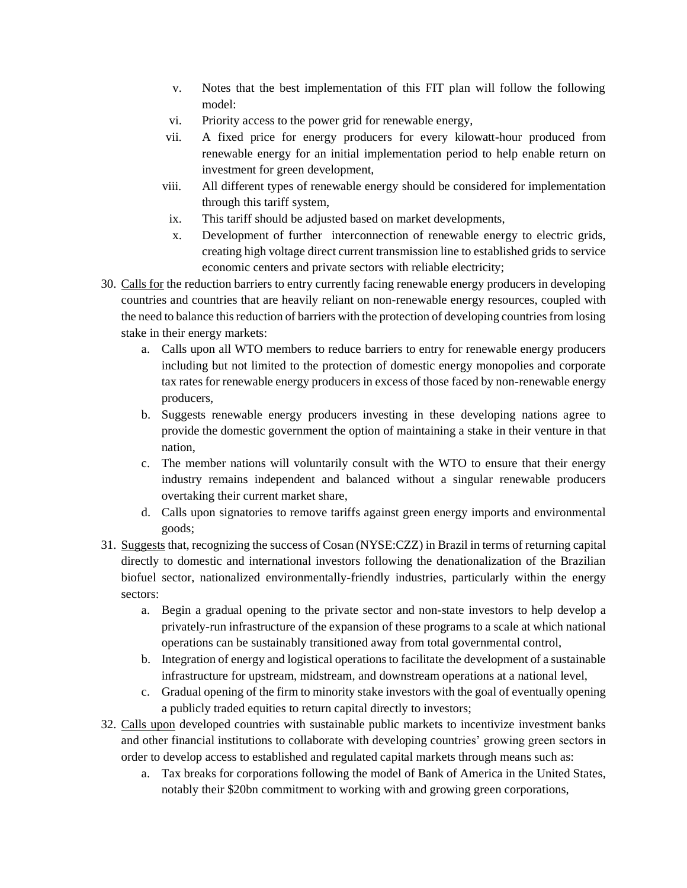v. Notes that the best implementation of this FIT plan will follow the following model:
   vi. Priority access to the power grid for renewable energy,
   vii. A fixed price for energy producers for every kilowatt-hour produced from renewable energy for an initial implementation period to help enable return on investment for green development,
   viii. All different types of renewable energy should be considered for implementation through this tariff system,
   ix. This tariff should be adjusted based on market developments,
   x. Development of further interconnection of renewable energy to electric grids, creating high voltage direct current transmission line to established grids to service economic centers and private sectors with reliable electricity;

30. <u>Calls for</u> the reduction barriers to entry currently facing renewable energy producers in developing countries and countries that are heavily reliant on non-renewable energy resources, coupled with the need to balance this reduction of barriers with the protection of developing countries from losing stake in their energy markets:
    a. Calls upon all WTO members to reduce barriers to entry for renewable energy producers including but not limited to the protection of domestic energy monopolies and corporate tax rates for renewable energy producers in excess of those faced by non-renewable energy producers,
    b. Suggests renewable energy producers investing in these developing nations agree to provide the domestic government the option of maintaining a stake in their venture in that nation,
    c. The member nations will voluntarily consult with the WTO to ensure that their energy industry remains independent and balanced without a singular renewable producers overtaking their current market share,
    d. Calls upon signatories to remove tariffs against green energy imports and environmental goods;

31. <u>Suggests</u> that, recognizing the success of Cosan (NYSE:CZZ) in Brazil in terms of returning capital directly to domestic and international investors following the denationalization of the Brazilian biofuel sector, nationalized environmentally-friendly industries, particularly within the energy sectors:
    a. Begin a gradual opening to the private sector and non-state investors to help develop a privately-run infrastructure of the expansion of these programs to a scale at which national operations can be sustainably transitioned away from total governmental control,
    b. Integration of energy and logistical operations to facilitate the development of a sustainable infrastructure for upstream, midstream, and downstream operations at a national level,
    c. Gradual opening of the firm to minority stake investors with the goal of eventually opening a publicly traded equities to return capital directly to investors;

32. <u>Calls upon</u> developed countries with sustainable public markets to incentivize investment banks and other financial institutions to collaborate with developing countries' growing green sectors in order to develop access to established and regulated capital markets through means such as:
    a. Tax breaks for corporations following the model of Bank of America in the United States, notably their $20bn commitment to working with and growing green corporations,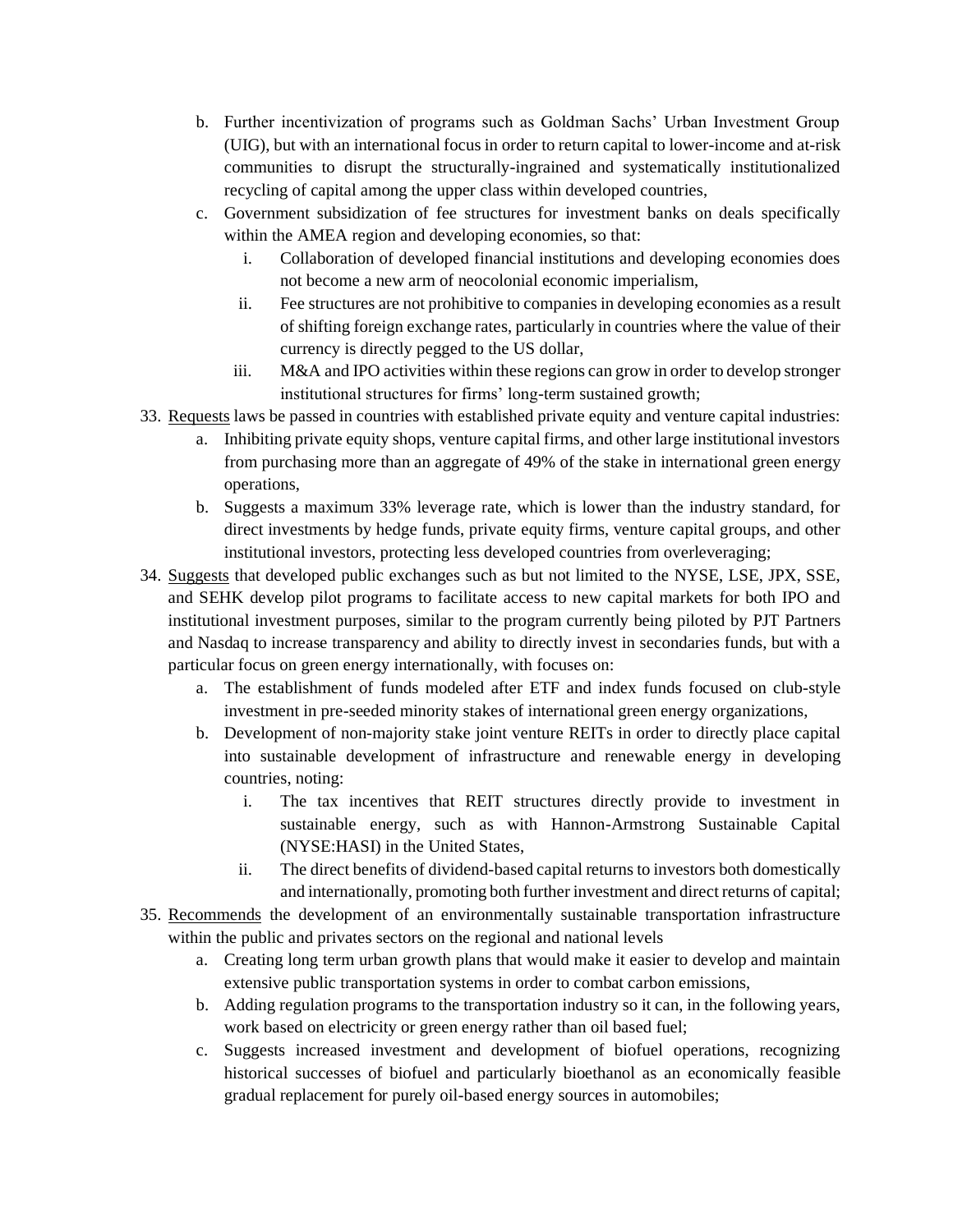b. Further incentivization of programs such as Goldman Sachs' Urban Investment Group (UIG), but with an international focus in order to return capital to lower-income and at-risk communities to disrupt the structurally-ingrained and systematically institutionalized recycling of capital among the upper class within developed countries,

c. Government subsidization of fee structures for investment banks on deals specifically within the AMEA region and developing economies, so that:

   i. Collaboration of developed financial institutions and developing economies does not become a new arm of neocolonial economic imperialism,

   ii. Fee structures are not prohibitive to companies in developing economies as a result of shifting foreign exchange rates, particularly in countries where the value of their currency is directly pegged to the US dollar,

   iii. M&A and IPO activities within these regions can grow in order to develop stronger institutional structures for firms' long-term sustained growth;

33. <u>Requests</u> laws be passed in countries with established private equity and venture capital industries:

    a. Inhibiting private equity shops, venture capital firms, and other large institutional investors from purchasing more than an aggregate of 49% of the stake in international green energy operations,

    b. Suggests a maximum 33% leverage rate, which is lower than the industry standard, for direct investments by hedge funds, private equity firms, venture capital groups, and other institutional investors, protecting less developed countries from overleveraging;

34. <u>Suggests</u> that developed public exchanges such as but not limited to the NYSE, LSE, JPX, SSE, and SEHK develop pilot programs to facilitate access to new capital markets for both IPO and institutional investment purposes, similar to the program currently being piloted by PJT Partners and Nasdaq to increase transparency and ability to directly invest in secondaries funds, but with a particular focus on green energy internationally, with focuses on:

    a. The establishment of funds modeled after ETF and index funds focused on club-style investment in pre-seeded minority stakes of international green energy organizations,

    b. Development of non-majority stake joint venture REITs in order to directly place capital into sustainable development of infrastructure and renewable energy in developing countries, noting:

       i. The tax incentives that REIT structures directly provide to investment in sustainable energy, such as with Hannon-Armstrong Sustainable Capital (NYSE:HASI) in the United States,

       ii. The direct benefits of dividend-based capital returns to investors both domestically and internationally, promoting both further investment and direct returns of capital;

35. <u>Recommends</u> the development of an environmentally sustainable transportation infrastructure within the public and privates sectors on the regional and national levels

    a. Creating long term urban growth plans that would make it easier to develop and maintain extensive public transportation systems in order to combat carbon emissions,

    b. Adding regulation programs to the transportation industry so it can, in the following years, work based on electricity or green energy rather than oil based fuel;

    c. Suggests increased investment and development of biofuel operations, recognizing historical successes of biofuel and particularly bioethanol as an economically feasible gradual replacement for purely oil-based energy sources in automobiles;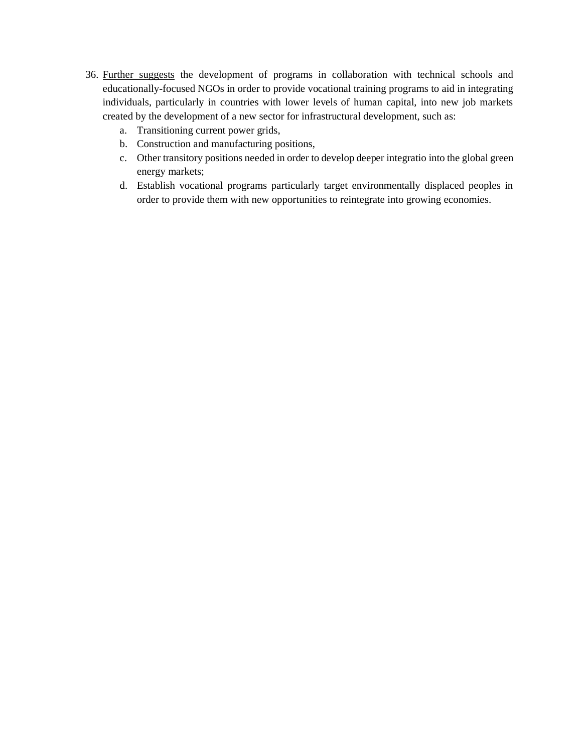36. <u>Further suggests</u> the development of programs in collaboration with technical schools and educationally-focused NGOs in order to provide vocational training programs to aid in integrating individuals, particularly in countries with lower levels of human capital, into new job markets created by the development of a new sector for infrastructural development, such as:
    a. Transitioning current power grids,
    b. Construction and manufacturing positions,
    c. Other transitory positions needed in order to develop deeper integratio into the global green energy markets;
    d. Establish vocational programs particularly target environmentally displaced peoples in order to provide them with new opportunities to reintegrate into growing economies.